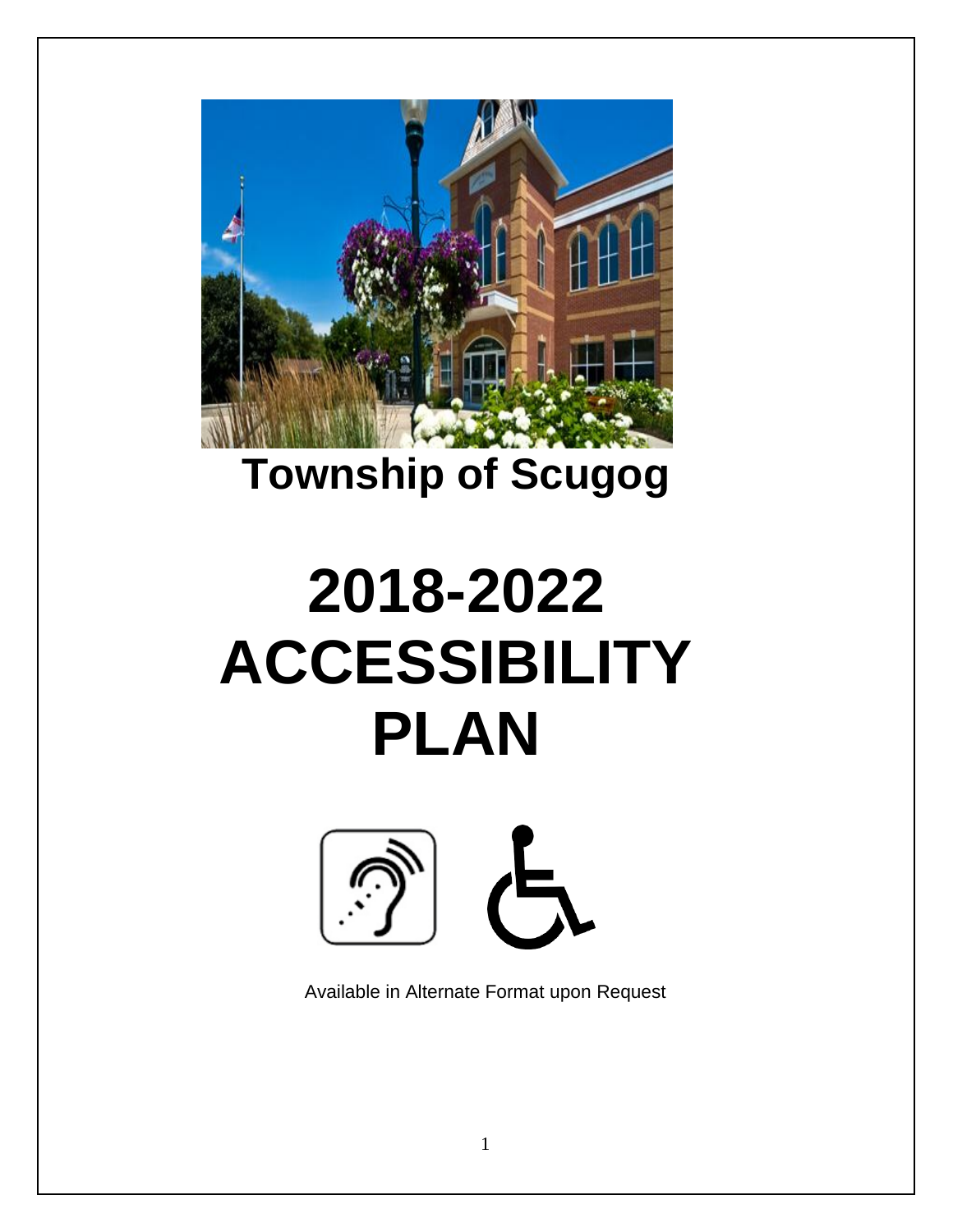# Township of Scugog

# 2018-2022 ACCESSIBILITY PLAN

Available in Alternate Format upon Request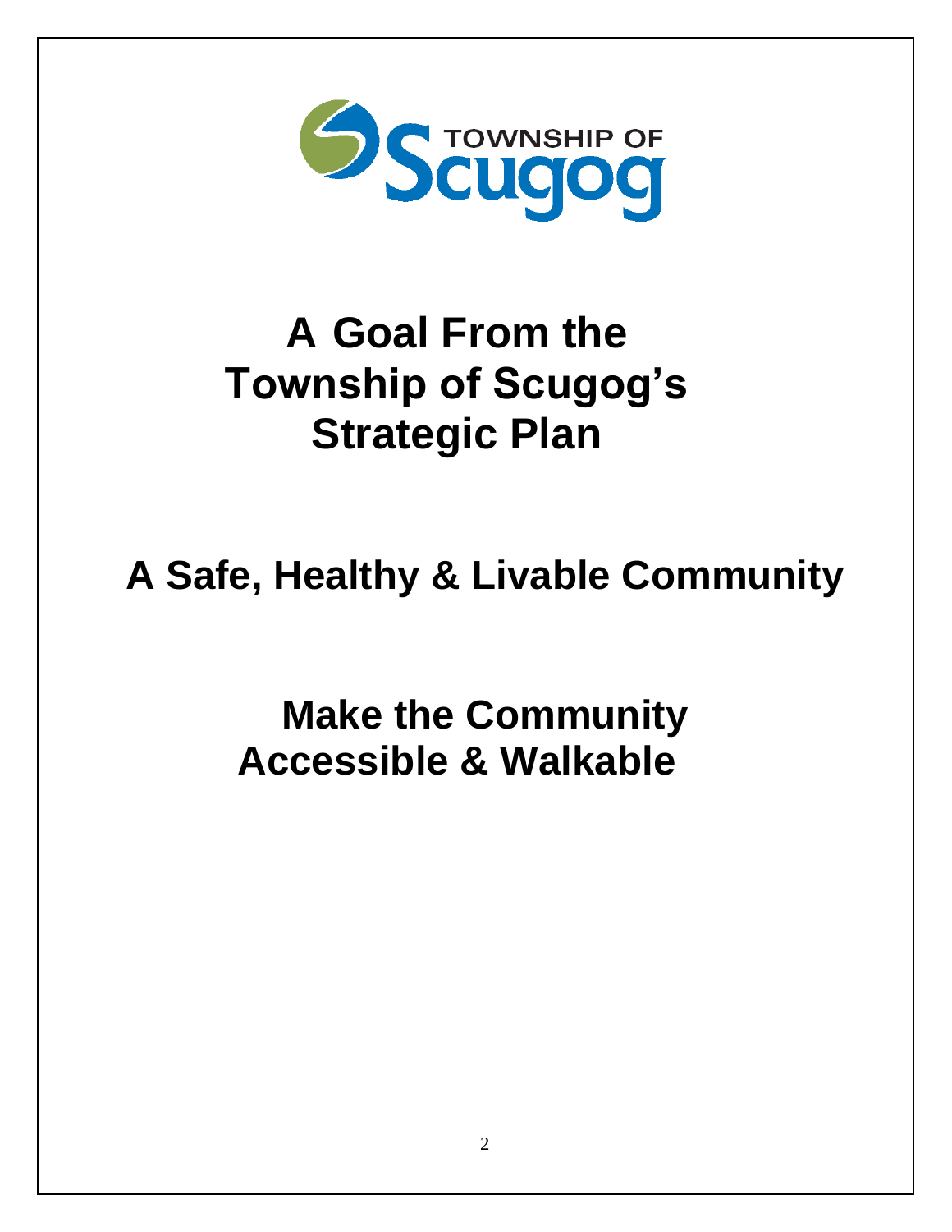TOWNSHIP OF Scugog

# A Goal From the Township of Scugog's Strategic Plan

## A Safe, Healthy & Livable Community

## Make the Community Accessible & Walkable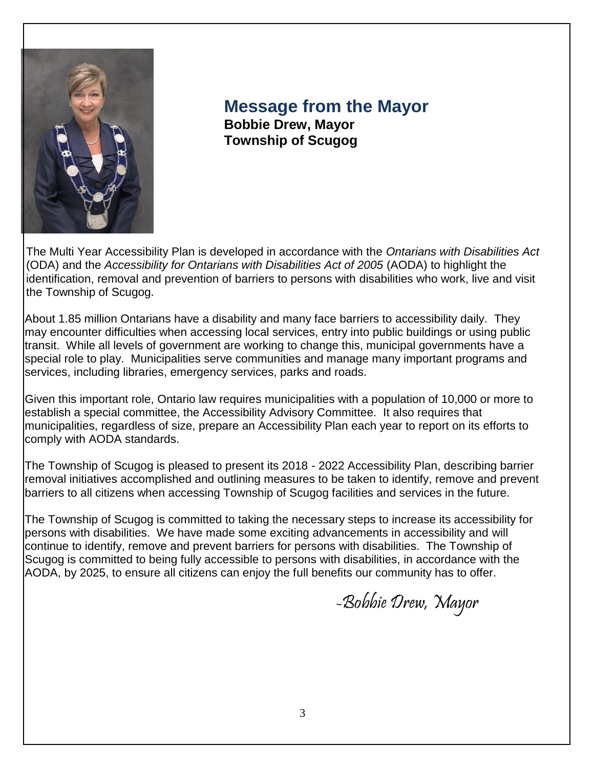## Message from the Mayor

**Bobbie Drew, Mayor**
**Township of Scugog**

The Multi Year Accessibility Plan is developed in accordance with the *Ontarians with Disabilities Act* (ODA) and the *Accessibility for Ontarians with Disabilities Act of 2005* (AODA) to highlight the identification, removal and prevention of barriers to persons with disabilities who work, live and visit the Township of Scugog.

About 1.85 million Ontarians have a disability and many face barriers to accessibility daily. They may encounter difficulties when accessing local services, entry into public buildings or using public transit. While all levels of government are working to change this, municipal governments have a special role to play. Municipalities serve communities and manage many important programs and services, including libraries, emergency services, parks and roads.

Given this important role, Ontario law requires municipalities with a population of 10,000 or more to establish a special committee, the Accessibility Advisory Committee. It also requires that municipalities, regardless of size, prepare an Accessibility Plan each year to report on its efforts to comply with AODA standards.

The Township of Scugog is pleased to present its 2018 - 2022 Accessibility Plan, describing barrier removal initiatives accomplished and outlining measures to be taken to identify, remove and prevent barriers to all citizens when accessing Township of Scugog facilities and services in the future.

The Township of Scugog is committed to taking the necessary steps to increase its accessibility for persons with disabilities. We have made some exciting advancements in accessibility and will continue to identify, remove and prevent barriers for persons with disabilities. The Township of Scugog is committed to being fully accessible to persons with disabilities, in accordance with the AODA, by 2025, to ensure all citizens can enjoy the full benefits our community has to offer.

*-Bobbie Drew, Mayor*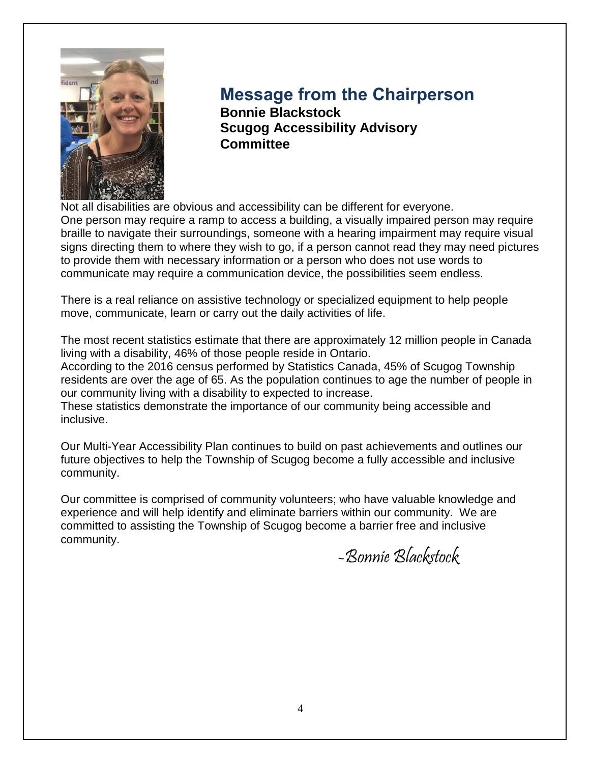## Message from the Chairperson

**Bonnie Blackstock**
**Scugog Accessibility Advisory Committee**

Not all disabilities are obvious and accessibility can be different for everyone. One person may require a ramp to access a building, a visually impaired person may require braille to navigate their surroundings, someone with a hearing impairment may require visual signs directing them to where they wish to go, if a person cannot read they may need pictures to provide them with necessary information or a person who does not use words to communicate may require a communication device, the possibilities seem endless.

There is a real reliance on assistive technology or specialized equipment to help people move, communicate, learn or carry out the daily activities of life.

The most recent statistics estimate that there are approximately 12 million people in Canada living with a disability, 46% of those people reside in Ontario.
According to the 2016 census performed by Statistics Canada, 45% of Scugog Township residents are over the age of 65. As the population continues to age the number of people in our community living with a disability to expected to increase.
These statistics demonstrate the importance of our community being accessible and inclusive.

Our Multi-Year Accessibility Plan continues to build on past achievements and outlines our future objectives to help the Township of Scugog become a fully accessible and inclusive community.

Our committee is comprised of community volunteers; who have valuable knowledge and experience and will help identify and eliminate barriers within our community. We are committed to assisting the Township of Scugog become a barrier free and inclusive community.

*-Bonnie Blackstock*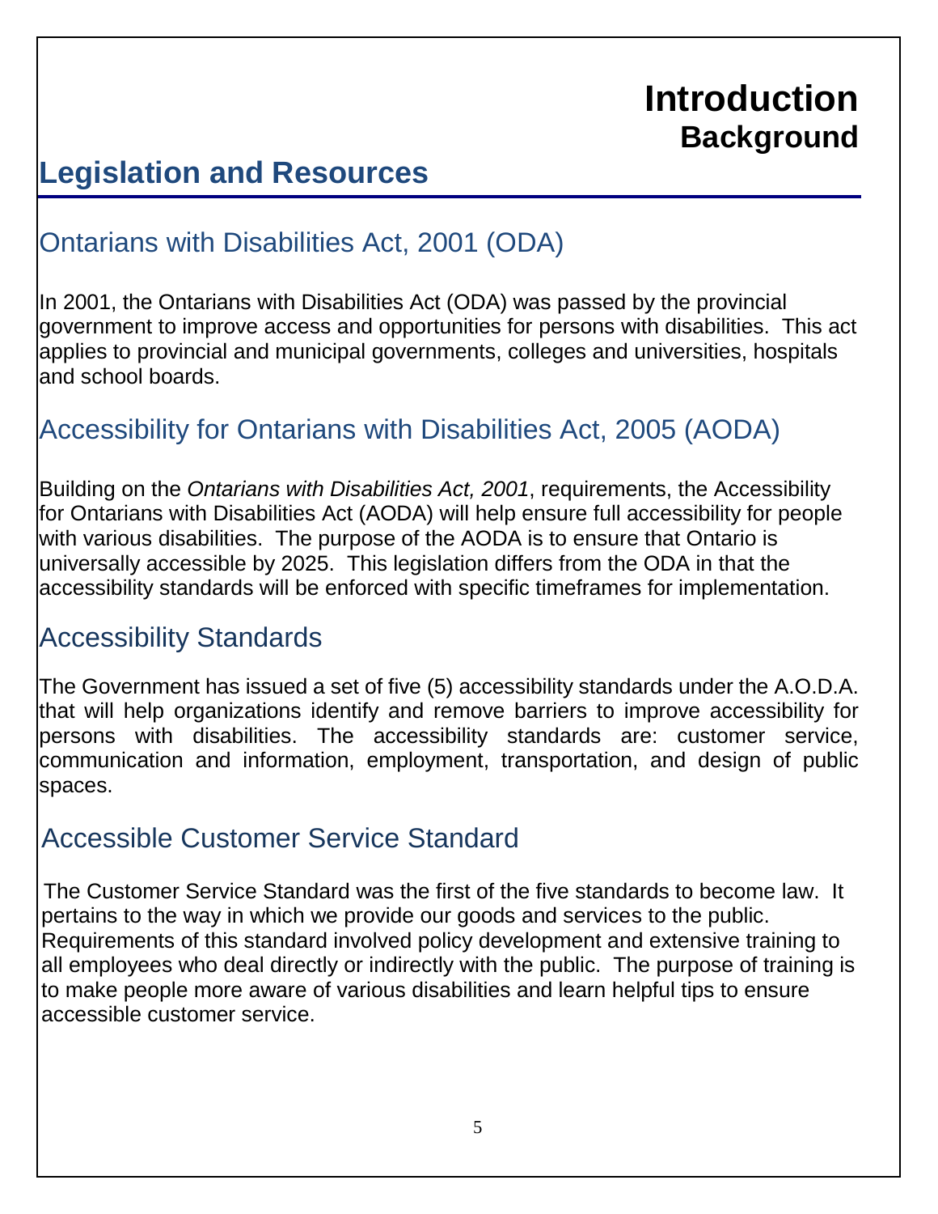# Introduction
## Background

## Legislation and Resources

### Ontarians with Disabilities Act, 2001 (ODA)

In 2001, the Ontarians with Disabilities Act (ODA) was passed by the provincial government to improve access and opportunities for persons with disabilities. This act applies to provincial and municipal governments, colleges and universities, hospitals and school boards.

### Accessibility for Ontarians with Disabilities Act, 2005 (AODA)

Building on the *Ontarians with Disabilities Act, 2001*, requirements, the Accessibility for Ontarians with Disabilities Act (AODA) will help ensure full accessibility for people with various disabilities. The purpose of the AODA is to ensure that Ontario is universally accessible by 2025. This legislation differs from the ODA in that the accessibility standards will be enforced with specific timeframes for implementation.

### Accessibility Standards

The Government has issued a set of five (5) accessibility standards under the A.O.D.A. that will help organizations identify and remove barriers to improve accessibility for persons with disabilities. The accessibility standards are: customer service, communication and information, employment, transportation, and design of public spaces.

### Accessible Customer Service Standard

The Customer Service Standard was the first of the five standards to become law. It pertains to the way in which we provide our goods and services to the public. Requirements of this standard involved policy development and extensive training to all employees who deal directly or indirectly with the public. The purpose of training is to make people more aware of various disabilities and learn helpful tips to ensure accessible customer service.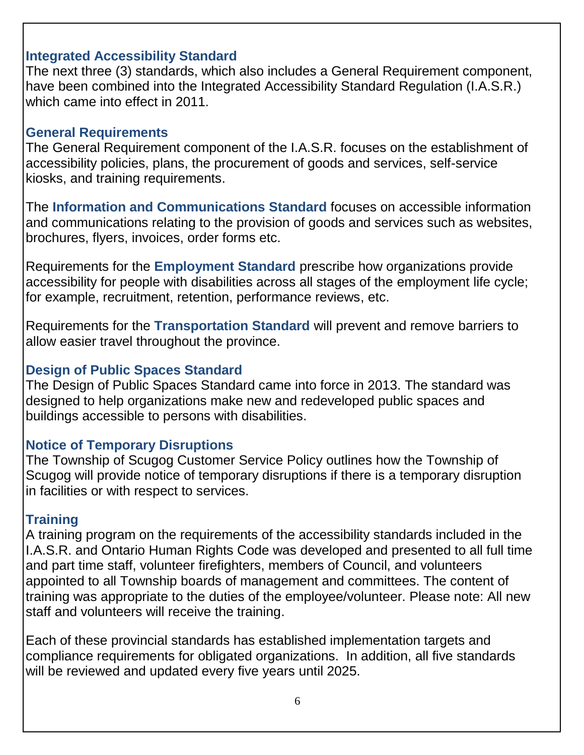## Integrated Accessibility Standard

The next three (3) standards, which also includes a General Requirement component, have been combined into the Integrated Accessibility Standard Regulation (I.A.S.R.) which came into effect in 2011.

## General Requirements

The General Requirement component of the I.A.S.R. focuses on the establishment of accessibility policies, plans, the procurement of goods and services, self-service kiosks, and training requirements.

The **Information and Communications Standard** focuses on accessible information and communications relating to the provision of goods and services such as websites, brochures, flyers, invoices, order forms etc.

Requirements for the **Employment Standard** prescribe how organizations provide accessibility for people with disabilities across all stages of the employment life cycle; for example, recruitment, retention, performance reviews, etc.

Requirements for the **Transportation Standard** will prevent and remove barriers to allow easier travel throughout the province.

## Design of Public Spaces Standard

The Design of Public Spaces Standard came into force in 2013. The standard was designed to help organizations make new and redeveloped public spaces and buildings accessible to persons with disabilities.

## Notice of Temporary Disruptions

The Township of Scugog Customer Service Policy outlines how the Township of Scugog will provide notice of temporary disruptions if there is a temporary disruption in facilities or with respect to services.

## Training

A training program on the requirements of the accessibility standards included in the I.A.S.R. and Ontario Human Rights Code was developed and presented to all full time and part time staff, volunteer firefighters, members of Council, and volunteers appointed to all Township boards of management and committees. The content of training was appropriate to the duties of the employee/volunteer. Please note: All new staff and volunteers will receive the training.

Each of these provincial standards has established implementation targets and compliance requirements for obligated organizations. In addition, all five standards will be reviewed and updated every five years until 2025.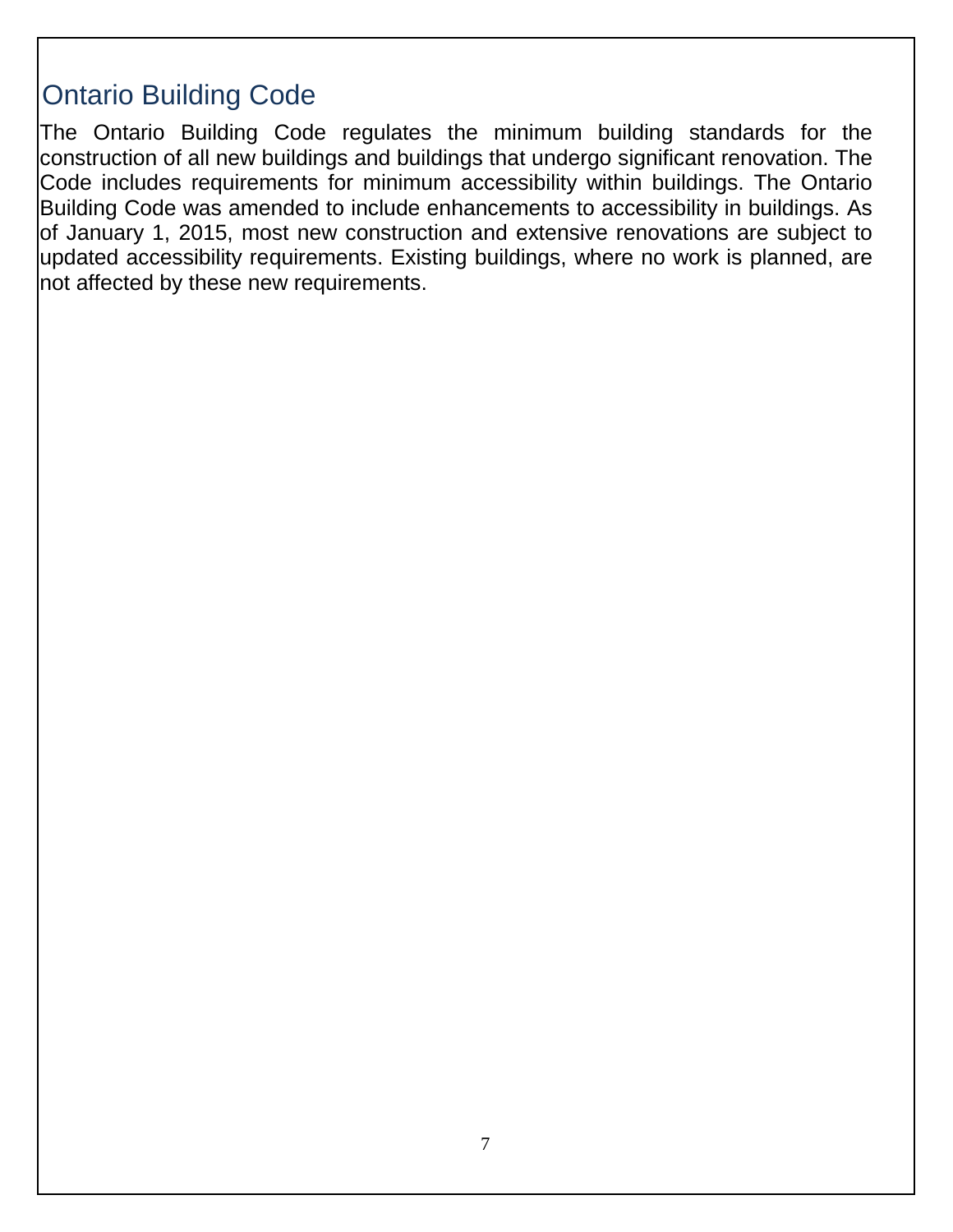## Ontario Building Code

The Ontario Building Code regulates the minimum building standards for the construction of all new buildings and buildings that undergo significant renovation. The Code includes requirements for minimum accessibility within buildings. The Ontario Building Code was amended to include enhancements to accessibility in buildings. As of January 1, 2015, most new construction and extensive renovations are subject to updated accessibility requirements. Existing buildings, where no work is planned, are not affected by these new requirements.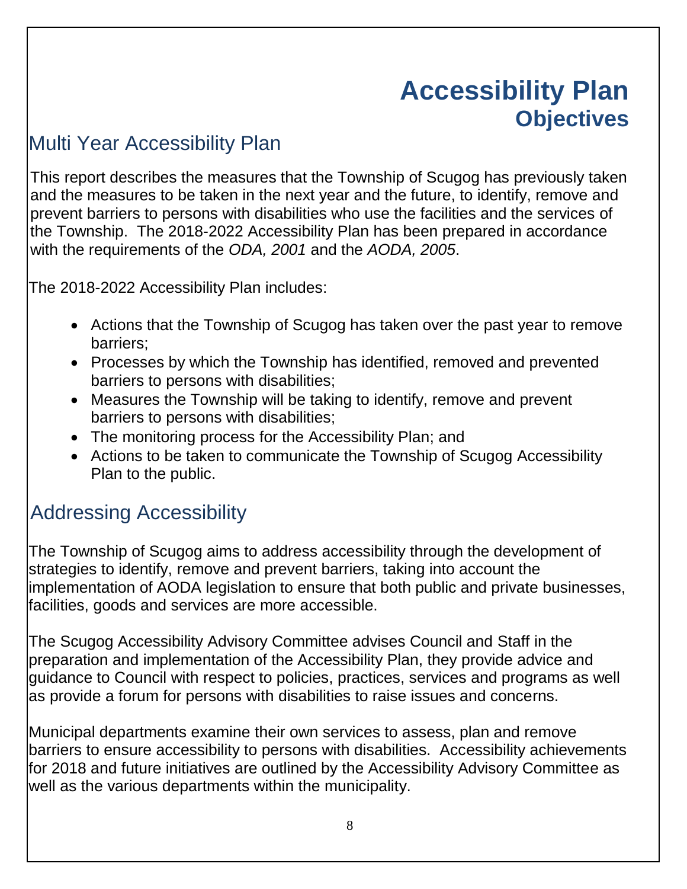# Accessibility Plan
## Objectives

## Multi Year Accessibility Plan

This report describes the measures that the Township of Scugog has previously taken and the measures to be taken in the next year and the future, to identify, remove and prevent barriers to persons with disabilities who use the facilities and the services of the Township. The 2018-2022 Accessibility Plan has been prepared in accordance with the requirements of the *ODA, 2001* and the *AODA, 2005*.

The 2018-2022 Accessibility Plan includes:

- Actions that the Township of Scugog has taken over the past year to remove barriers;
- Processes by which the Township has identified, removed and prevented barriers to persons with disabilities;
- Measures the Township will be taking to identify, remove and prevent barriers to persons with disabilities;
- The monitoring process for the Accessibility Plan; and
- Actions to be taken to communicate the Township of Scugog Accessibility Plan to the public.

## Addressing Accessibility

The Township of Scugog aims to address accessibility through the development of strategies to identify, remove and prevent barriers, taking into account the implementation of AODA legislation to ensure that both public and private businesses, facilities, goods and services are more accessible.

The Scugog Accessibility Advisory Committee advises Council and Staff in the preparation and implementation of the Accessibility Plan, they provide advice and guidance to Council with respect to policies, practices, services and programs as well as provide a forum for persons with disabilities to raise issues and concerns.

Municipal departments examine their own services to assess, plan and remove barriers to ensure accessibility to persons with disabilities. Accessibility achievements for 2018 and future initiatives are outlined by the Accessibility Advisory Committee as well as the various departments within the municipality.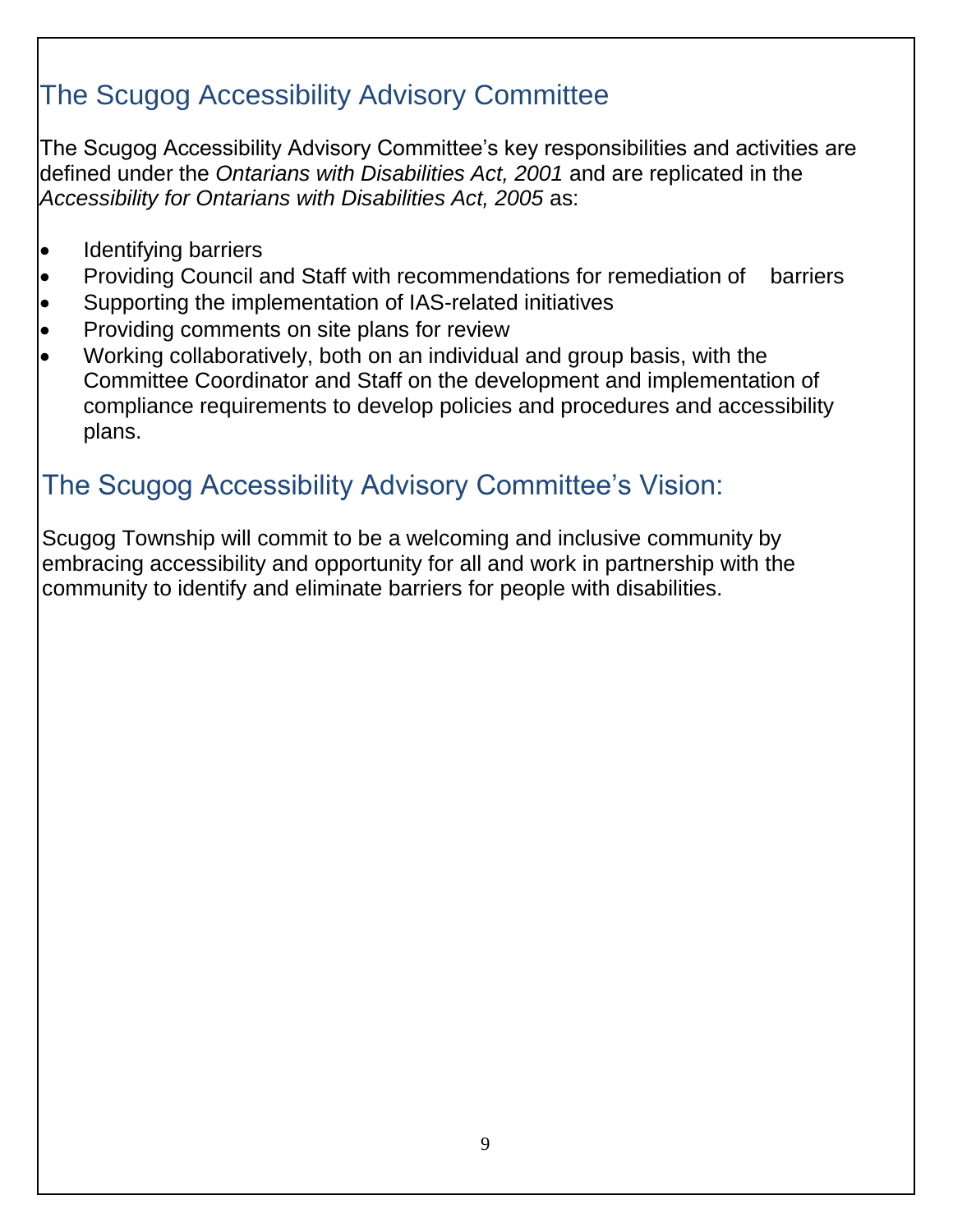## The Scugog Accessibility Advisory Committee

The Scugog Accessibility Advisory Committee's key responsibilities and activities are defined under the *Ontarians with Disabilities Act, 2001* and are replicated in the *Accessibility for Ontarians with Disabilities Act, 2005* as:

- Identifying barriers
- Providing Council and Staff with recommendations for remediation of barriers
- Supporting the implementation of IAS-related initiatives
- Providing comments on site plans for review
- Working collaboratively, both on an individual and group basis, with the Committee Coordinator and Staff on the development and implementation of compliance requirements to develop policies and procedures and accessibility plans.

## The Scugog Accessibility Advisory Committee's Vision:

Scugog Township will commit to be a welcoming and inclusive community by embracing accessibility and opportunity for all and work in partnership with the community to identify and eliminate barriers for people with disabilities.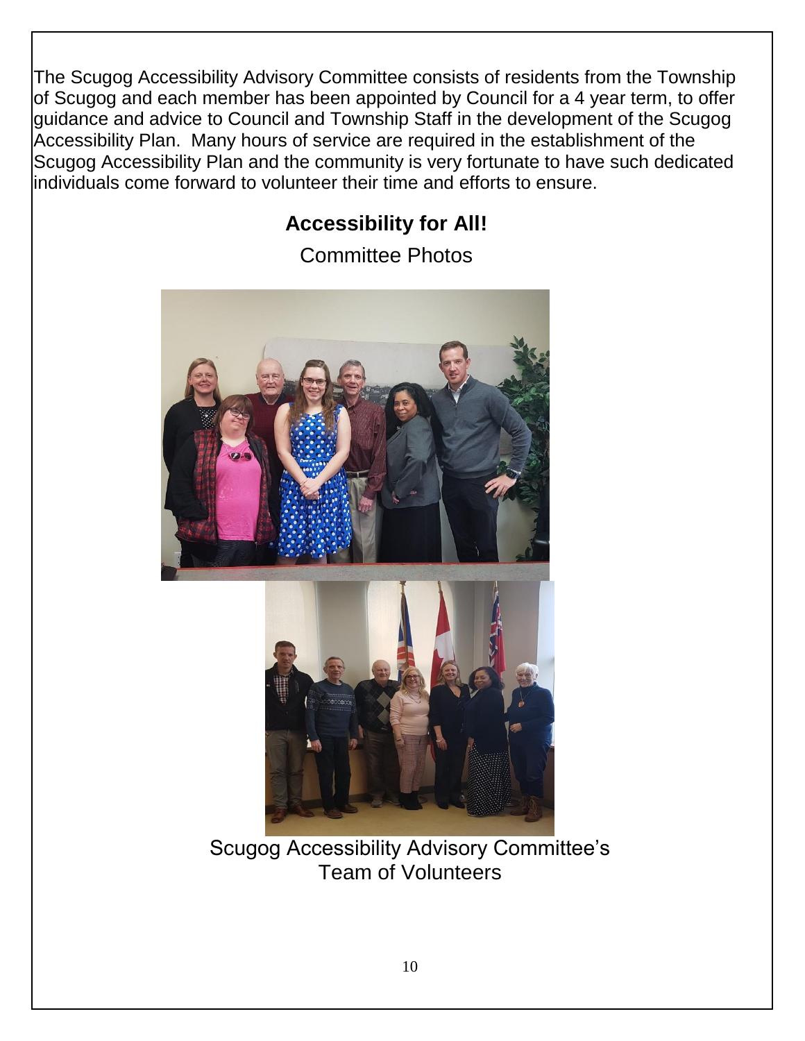The Scugog Accessibility Advisory Committee consists of residents from the Township of Scugog and each member has been appointed by Council for a 4 year term, to offer guidance and advice to Council and Township Staff in the development of the Scugog Accessibility Plan. Many hours of service are required in the establishment of the Scugog Accessibility Plan and the community is very fortunate to have such dedicated individuals come forward to volunteer their time and efforts to ensure.

**Accessibility for All!**

Committee Photos

Scugog Accessibility Advisory Committee's Team of Volunteers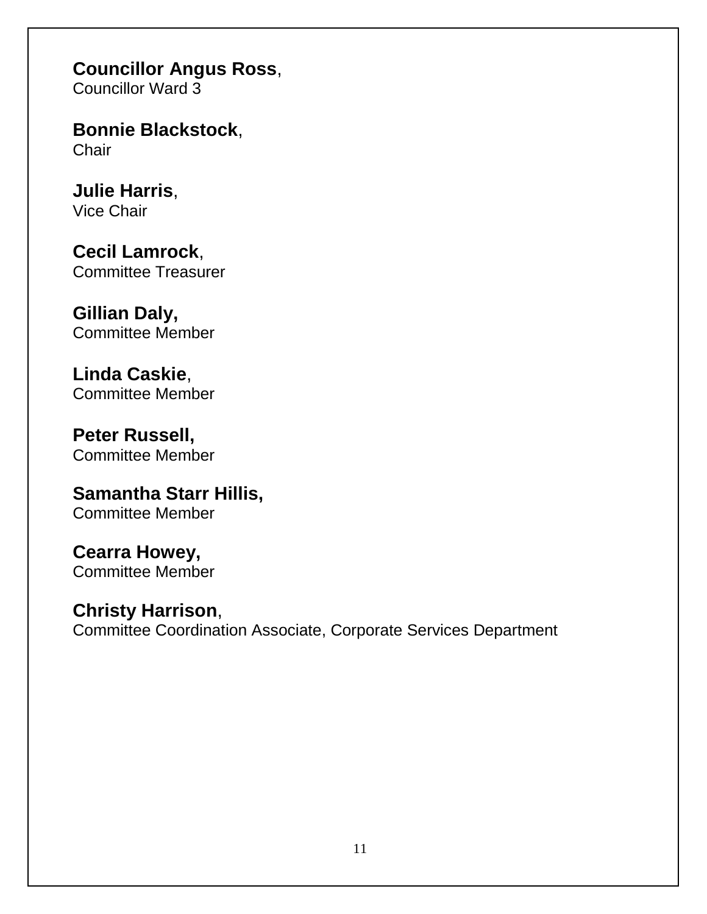**Councillor Angus Ross**,
Councillor Ward 3

**Bonnie Blackstock**,
Chair

**Julie Harris**,
Vice Chair

**Cecil Lamrock**,
Committee Treasurer

**Gillian Daly,**
Committee Member

**Linda Caskie**,
Committee Member

**Peter Russell,**
Committee Member

**Samantha Starr Hillis,**
Committee Member

**Cearra Howey,**
Committee Member

**Christy Harrison**,
Committee Coordination Associate, Corporate Services Department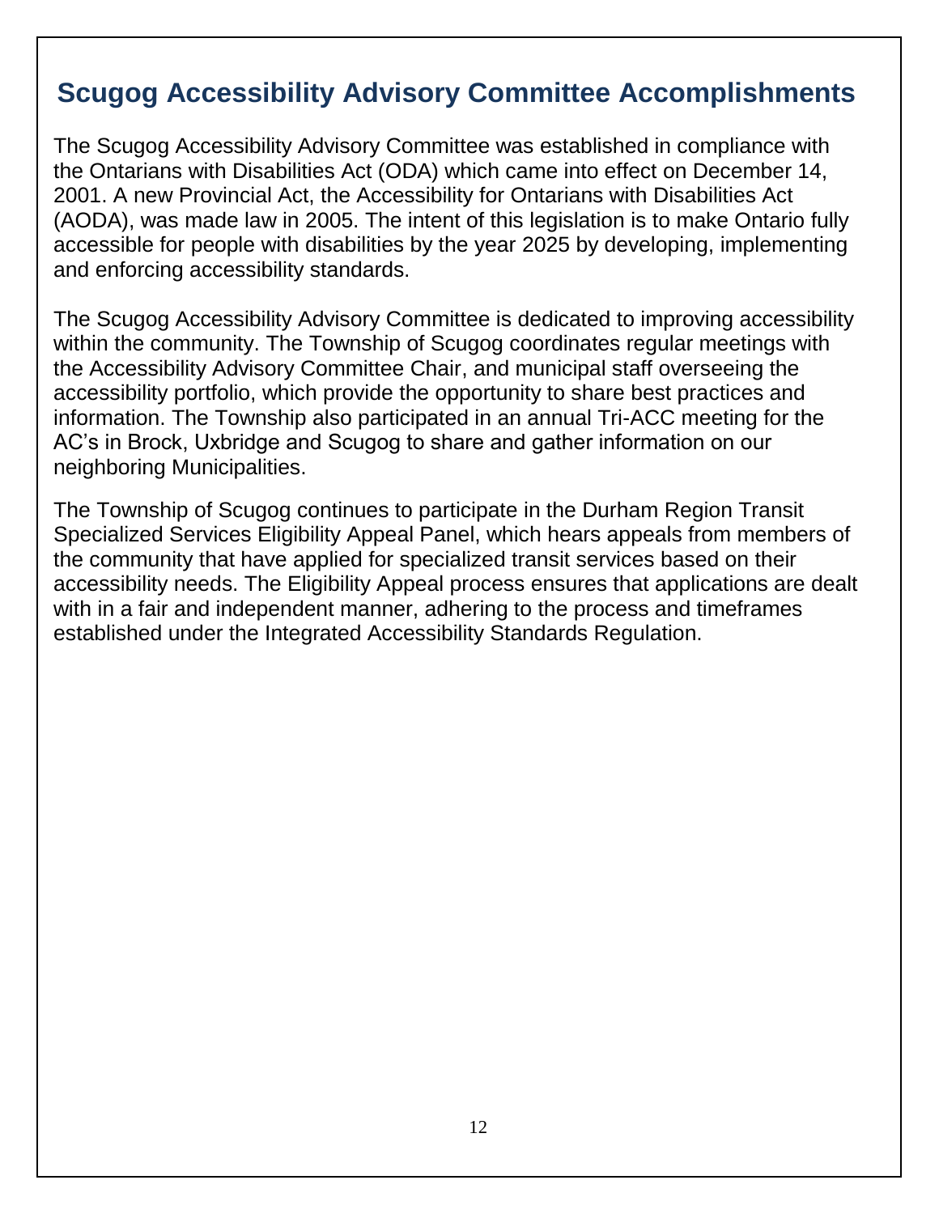# Scugog Accessibility Advisory Committee Accomplishments

The Scugog Accessibility Advisory Committee was established in compliance with the Ontarians with Disabilities Act (ODA) which came into effect on December 14, 2001. A new Provincial Act, the Accessibility for Ontarians with Disabilities Act (AODA), was made law in 2005. The intent of this legislation is to make Ontario fully accessible for people with disabilities by the year 2025 by developing, implementing and enforcing accessibility standards.

The Scugog Accessibility Advisory Committee is dedicated to improving accessibility within the community. The Township of Scugog coordinates regular meetings with the Accessibility Advisory Committee Chair, and municipal staff overseeing the accessibility portfolio, which provide the opportunity to share best practices and information. The Township also participated in an annual Tri-ACC meeting for the AC's in Brock, Uxbridge and Scugog to share and gather information on our neighboring Municipalities.

The Township of Scugog continues to participate in the Durham Region Transit Specialized Services Eligibility Appeal Panel, which hears appeals from members of the community that have applied for specialized transit services based on their accessibility needs. The Eligibility Appeal process ensures that applications are dealt with in a fair and independent manner, adhering to the process and timeframes established under the Integrated Accessibility Standards Regulation.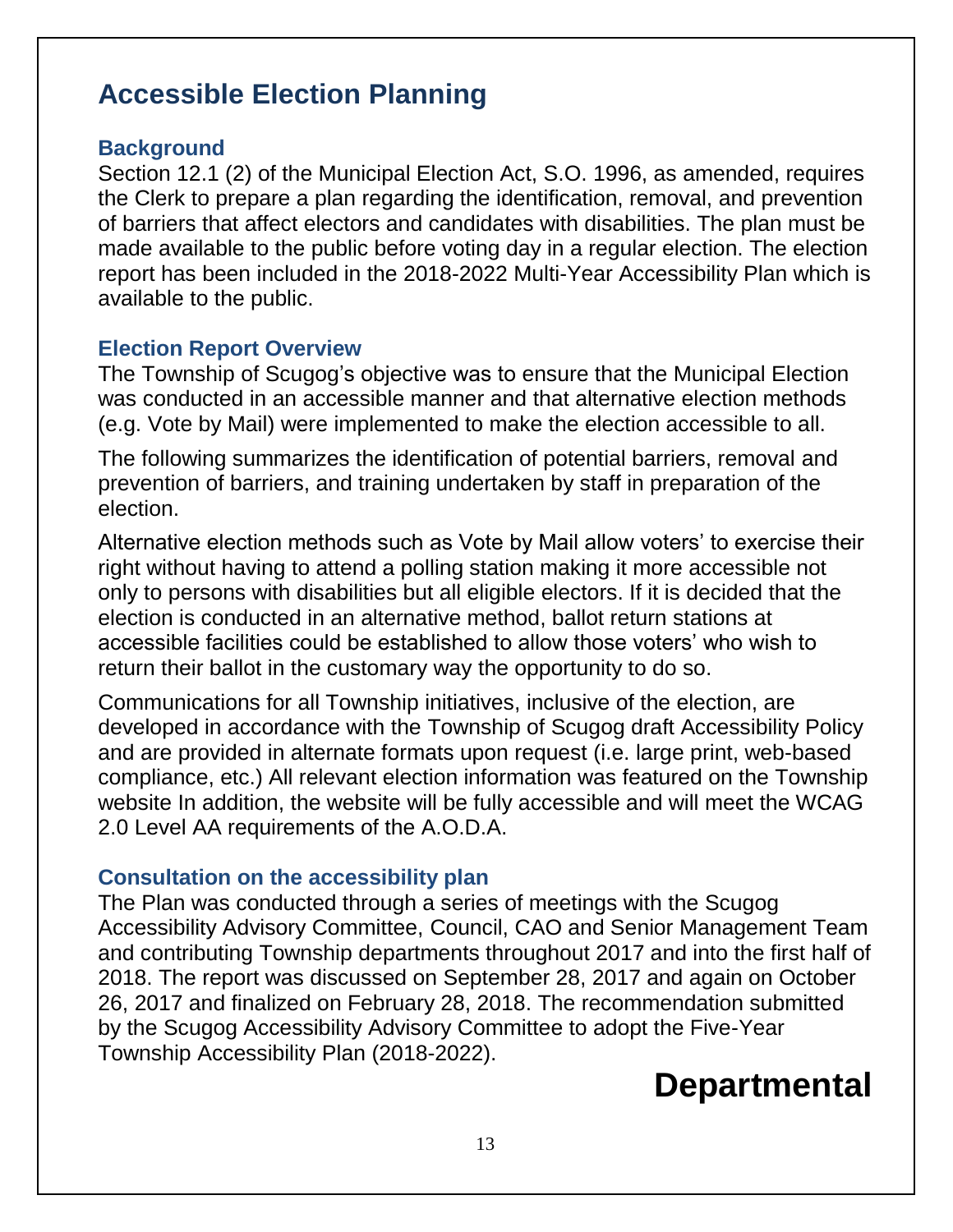## Accessible Election Planning

### Background

Section 12.1 (2) of the Municipal Election Act, S.O. 1996, as amended, requires the Clerk to prepare a plan regarding the identification, removal, and prevention of barriers that affect electors and candidates with disabilities. The plan must be made available to the public before voting day in a regular election. The election report has been included in the 2018-2022 Multi-Year Accessibility Plan which is available to the public.

### Election Report Overview

The Township of Scugog's objective was to ensure that the Municipal Election was conducted in an accessible manner and that alternative election methods (e.g. Vote by Mail) were implemented to make the election accessible to all.

The following summarizes the identification of potential barriers, removal and prevention of barriers, and training undertaken by staff in preparation of the election.

Alternative election methods such as Vote by Mail allow voters' to exercise their right without having to attend a polling station making it more accessible not only to persons with disabilities but all eligible electors. If it is decided that the election is conducted in an alternative method, ballot return stations at accessible facilities could be established to allow those voters' who wish to return their ballot in the customary way the opportunity to do so.

Communications for all Township initiatives, inclusive of the election, are developed in accordance with the Township of Scugog draft Accessibility Policy and are provided in alternate formats upon request (i.e. large print, web-based compliance, etc.) All relevant election information was featured on the Township website In addition, the website will be fully accessible and will meet the WCAG 2.0 Level AA requirements of the A.O.D.A.

### Consultation on the accessibility plan

The Plan was conducted through a series of meetings with the Scugog Accessibility Advisory Committee, Council, CAO and Senior Management Team and contributing Township departments throughout 2017 and into the first half of 2018. The report was discussed on September 28, 2017 and again on October 26, 2017 and finalized on February 28, 2018. The recommendation submitted by the Scugog Accessibility Advisory Committee to adopt the Five-Year Township Accessibility Plan (2018-2022).

## Departmental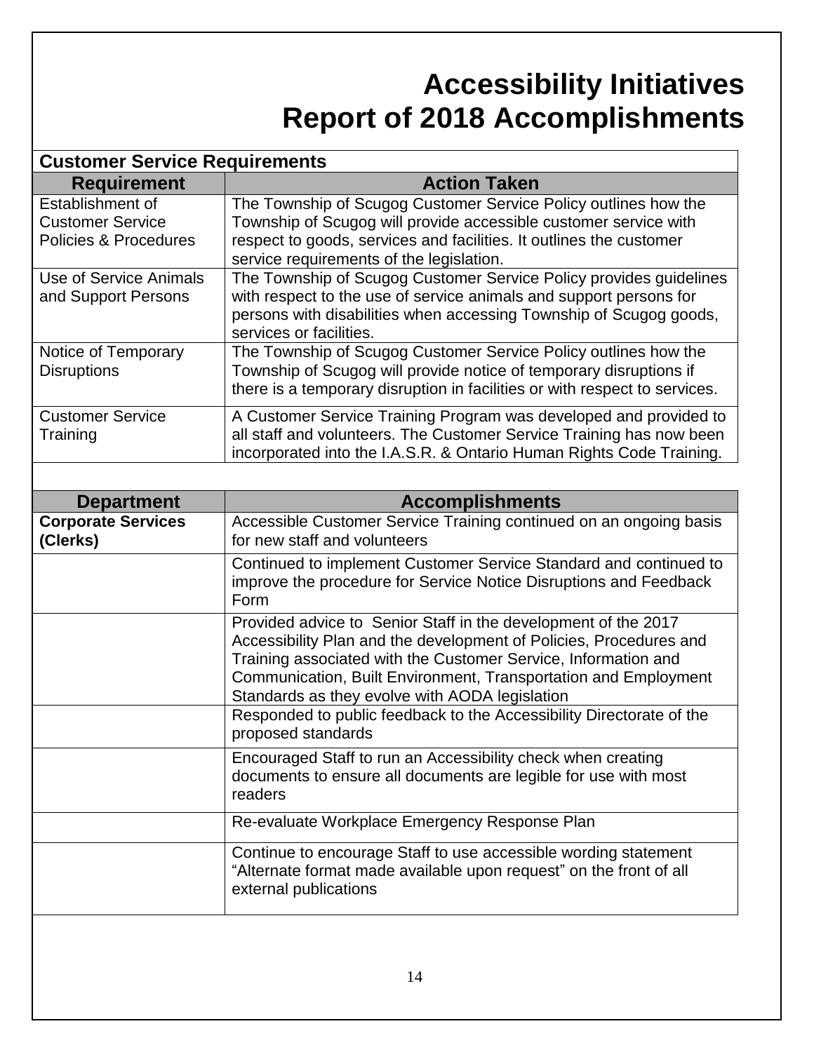# Accessibility Initiatives
# Report of 2018 Accomplishments

| Customer Service Requirements | |
|---|---|
| **Requirement** | **Action Taken** |
| Establishment of Customer Service Policies & Procedures | The Township of Scugog Customer Service Policy outlines how the Township of Scugog will provide accessible customer service with respect to goods, services and facilities. It outlines the customer service requirements of the legislation. |
| Use of Service Animals and Support Persons | The Township of Scugog Customer Service Policy provides guidelines with respect to the use of service animals and support persons for persons with disabilities when accessing Township of Scugog goods, services or facilities. |
| Notice of Temporary Disruptions | The Township of Scugog Customer Service Policy outlines how the Township of Scugog will provide notice of temporary disruptions if there is a temporary disruption in facilities or with respect to services. |
| Customer Service Training | A Customer Service Training Program was developed and provided to all staff and volunteers. The Customer Service Training has now been incorporated into the I.A.S.R. & Ontario Human Rights Code Training. |

| Department | Accomplishments |
|---|---|
| **Corporate Services (Clerks)** | Accessible Customer Service Training continued on an ongoing basis for new staff and volunteers |
| | Continued to implement Customer Service Standard and continued to improve the procedure for Service Notice Disruptions and Feedback Form |
| | Provided advice to Senior Staff in the development of the 2017 Accessibility Plan and the development of Policies, Procedures and Training associated with the Customer Service, Information and Communication, Built Environment, Transportation and Employment Standards as they evolve with AODA legislation |
| | Responded to public feedback to the Accessibility Directorate of the proposed standards |
| | Encouraged Staff to run an Accessibility check when creating documents to ensure all documents are legible for use with most readers |
| | Re-evaluate Workplace Emergency Response Plan |
| | Continue to encourage Staff to use accessible wording statement "Alternate format made available upon request" on the front of all external publications |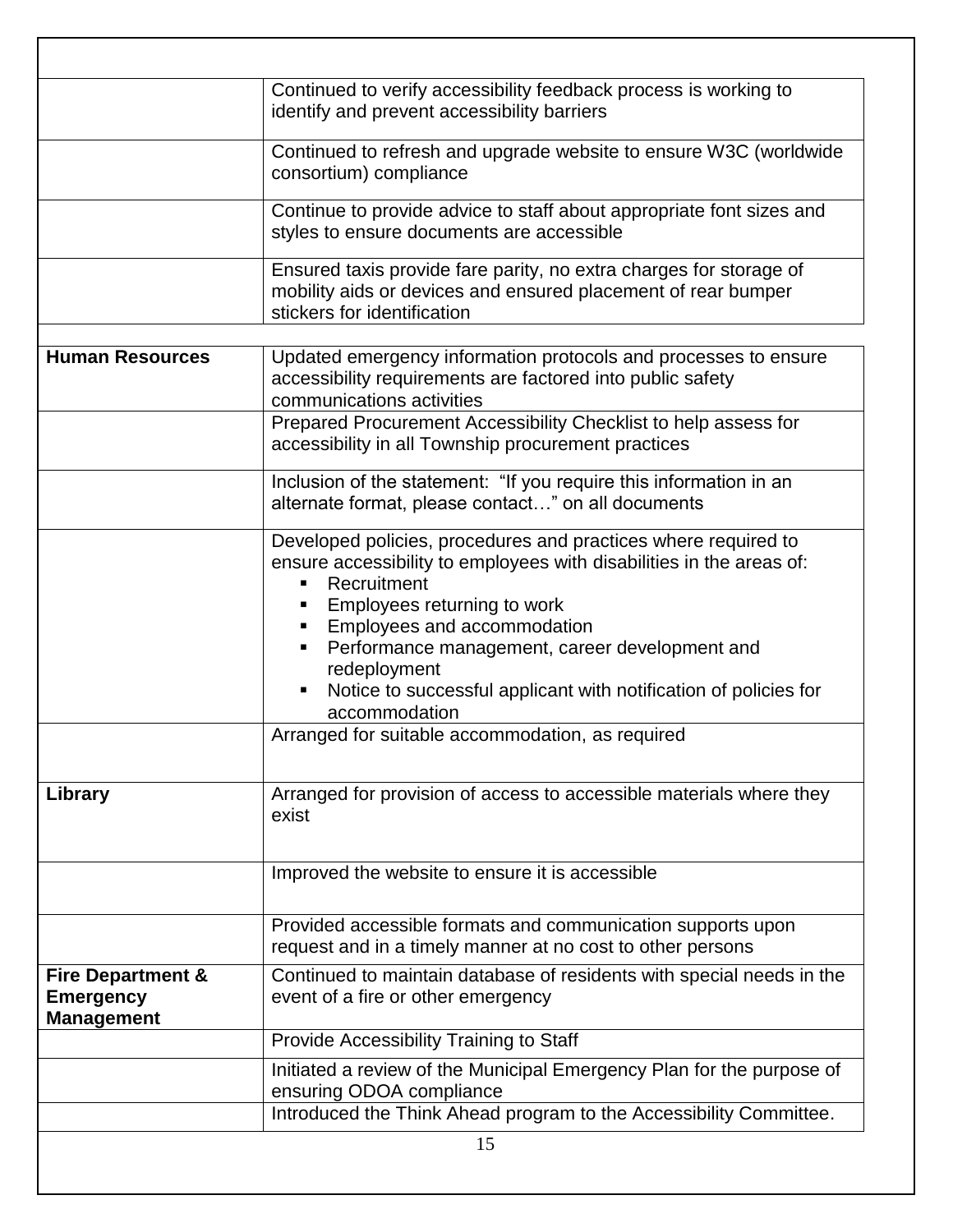| | |
|---|---|
| | Continued to verify accessibility feedback process is working to identify and prevent accessibility barriers |
| | Continued to refresh and upgrade website to ensure W3C (worldwide consortium) compliance |
| | Continue to provide advice to staff about appropriate font sizes and styles to ensure documents are accessible |
| | Ensured taxis provide fare parity, no extra charges for storage of mobility aids or devices and ensured placement of rear bumper stickers for identification |
| **Human Resources** | Updated emergency information protocols and processes to ensure accessibility requirements are factored into public safety communications activities |
| | Prepared Procurement Accessibility Checklist to help assess for accessibility in all Township procurement practices |
| | Inclusion of the statement: "If you require this information in an alternate format, please contact…" on all documents |
| | Developed policies, procedures and practices where required to ensure accessibility to employees with disabilities in the areas of:<br>▪ Recruitment<br>▪ Employees returning to work<br>▪ Employees and accommodation<br>▪ Performance management, career development and redeployment<br>▪ Notice to successful applicant with notification of policies for accommodation |
| | Arranged for suitable accommodation, as required |
| **Library** | Arranged for provision of access to accessible materials where they exist |
| | Improved the website to ensure it is accessible |
| | Provided accessible formats and communication supports upon request and in a timely manner at no cost to other persons |
| **Fire Department & Emergency Management** | Continued to maintain database of residents with special needs in the event of a fire or other emergency |
| | Provide Accessibility Training to Staff |
| | Initiated a review of the Municipal Emergency Plan for the purpose of ensuring ODOA compliance |
| | Introduced the Think Ahead program to the Accessibility Committee. |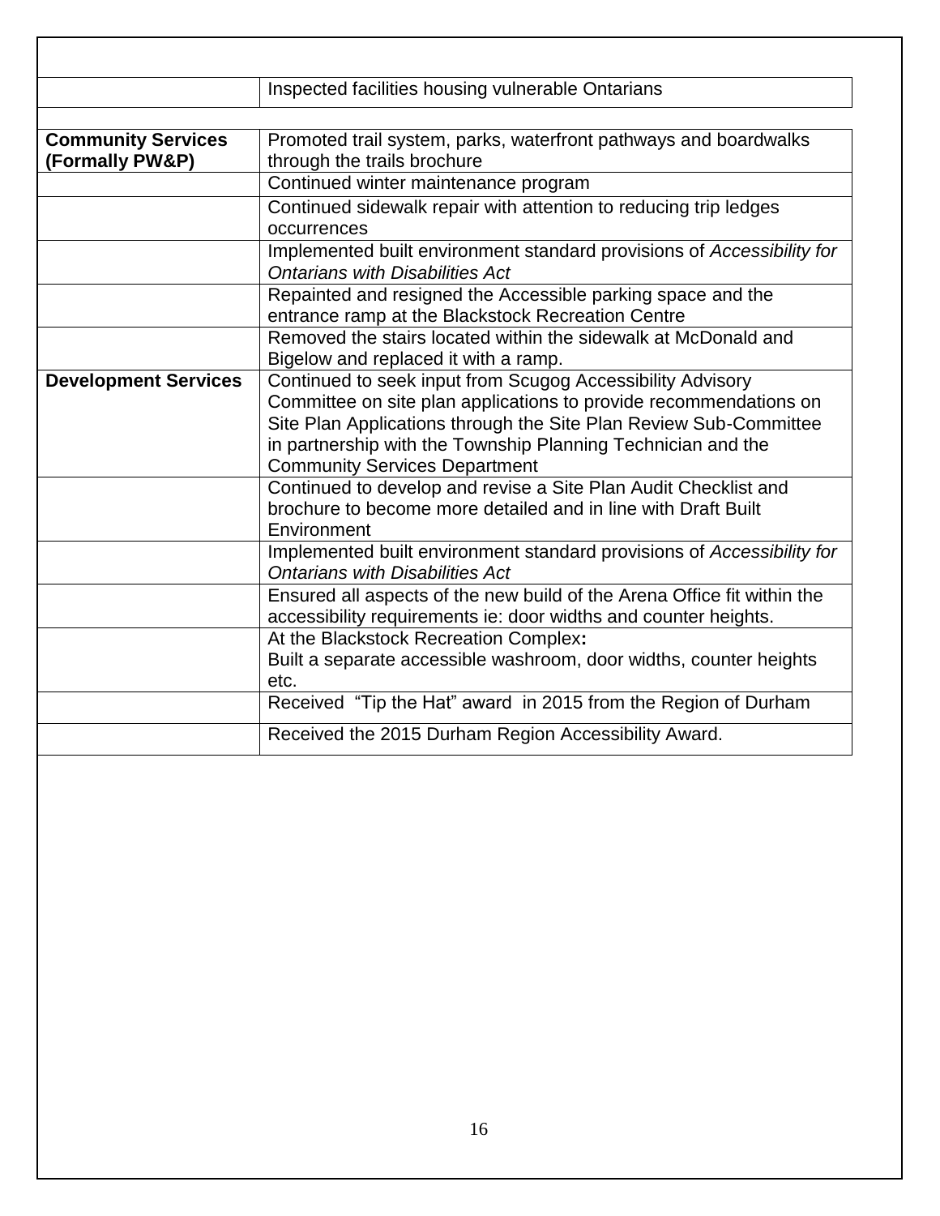|  |  |
|---|---|
|  | Inspected facilities housing vulnerable Ontarians |
| **Community Services (Formally PW&P)** | Promoted trail system, parks, waterfront pathways and boardwalks through the trails brochure |
|  | Continued winter maintenance program |
|  | Continued sidewalk repair with attention to reducing trip ledges occurrences |
|  | Implemented built environment standard provisions of *Accessibility for Ontarians with Disabilities Act* |
|  | Repainted and resigned the Accessible parking space and the entrance ramp at the Blackstock Recreation Centre |
|  | Removed the stairs located within the sidewalk at McDonald and Bigelow and replaced it with a ramp. |
| **Development Services** | Continued to seek input from Scugog Accessibility Advisory Committee on site plan applications to provide recommendations on Site Plan Applications through the Site Plan Review Sub-Committee in partnership with the Township Planning Technician and the Community Services Department |
|  | Continued to develop and revise a Site Plan Audit Checklist and brochure to become more detailed and in line with Draft Built Environment |
|  | Implemented built environment standard provisions of *Accessibility for Ontarians with Disabilities Act* |
|  | Ensured all aspects of the new build of the Arena Office fit within the accessibility requirements ie: door widths and counter heights. |
|  | At the Blackstock Recreation Complex**:** Built a separate accessible washroom, door widths, counter heights etc. |
|  | Received "Tip the Hat" award in 2015 from the Region of Durham |
|  | Received the 2015 Durham Region Accessibility Award. |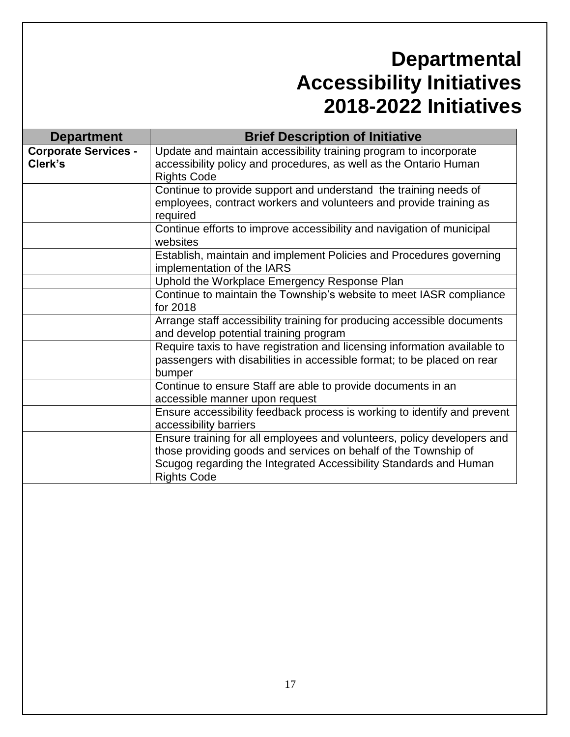# Departmental Accessibility Initiatives 2018-2022 Initiatives

| Department | Brief Description of Initiative |
|---|---|
| **Corporate Services - Clerk's** | Update and maintain accessibility training program to incorporate accessibility policy and procedures, as well as the Ontario Human Rights Code |
| | Continue to provide support and understand the training needs of employees, contract workers and volunteers and provide training as required |
| | Continue efforts to improve accessibility and navigation of municipal websites |
| | Establish, maintain and implement Policies and Procedures governing implementation of the IARS |
| | Uphold the Workplace Emergency Response Plan |
| | Continue to maintain the Township's website to meet IASR compliance for 2018 |
| | Arrange staff accessibility training for producing accessible documents and develop potential training program |
| | Require taxis to have registration and licensing information available to passengers with disabilities in accessible format; to be placed on rear bumper |
| | Continue to ensure Staff are able to provide documents in an accessible manner upon request |
| | Ensure accessibility feedback process is working to identify and prevent accessibility barriers |
| | Ensure training for all employees and volunteers, policy developers and those providing goods and services on behalf of the Township of Scugog regarding the Integrated Accessibility Standards and Human Rights Code |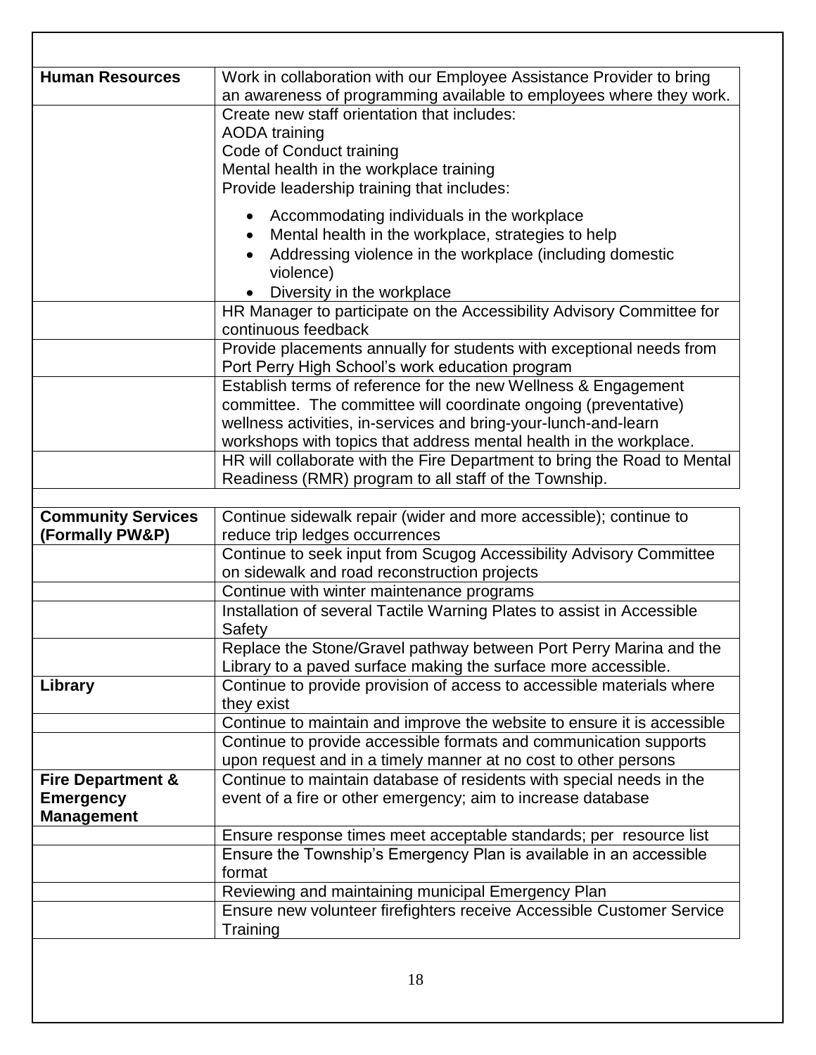| | |
|---|---|
| **Human Resources** | Work in collaboration with our Employee Assistance Provider to bring an awareness of programming available to employees where they work. |
| | Create new staff orientation that includes:<br>AODA training<br>Code of Conduct training<br>Mental health in the workplace training<br>Provide leadership training that includes:<br>• Accommodating individuals in the workplace<br>• Mental health in the workplace, strategies to help<br>• Addressing violence in the workplace (including domestic violence)<br>• Diversity in the workplace |
| | HR Manager to participate on the Accessibility Advisory Committee for continuous feedback |
| | Provide placements annually for students with exceptional needs from Port Perry High School's work education program |
| | Establish terms of reference for the new Wellness & Engagement committee. The committee will coordinate ongoing (preventative) wellness activities, in-services and bring-your-lunch-and-learn workshops with topics that address mental health in the workplace. |
| | HR will collaborate with the Fire Department to bring the Road to Mental Readiness (RMR) program to all staff of the Township. |

| | |
|---|---|
| **Community Services (Formally PW&P)** | Continue sidewalk repair (wider and more accessible); continue to reduce trip ledges occurrences |
| | Continue to seek input from Scugog Accessibility Advisory Committee on sidewalk and road reconstruction projects |
| | Continue with winter maintenance programs |
| | Installation of several Tactile Warning Plates to assist in Accessible Safety |
| | Replace the Stone/Gravel pathway between Port Perry Marina and the Library to a paved surface making the surface more accessible. |
| **Library** | Continue to provide provision of access to accessible materials where they exist |
| | Continue to maintain and improve the website to ensure it is accessible |
| | Continue to provide accessible formats and communication supports upon request and in a timely manner at no cost to other persons |
| **Fire Department & Emergency Management** | Continue to maintain database of residents with special needs in the event of a fire or other emergency; aim to increase database |
| | Ensure response times meet acceptable standards; per resource list |
| | Ensure the Township's Emergency Plan is available in an accessible format |
| | Reviewing and maintaining municipal Emergency Plan |
| | Ensure new volunteer firefighters receive Accessible Customer Service Training |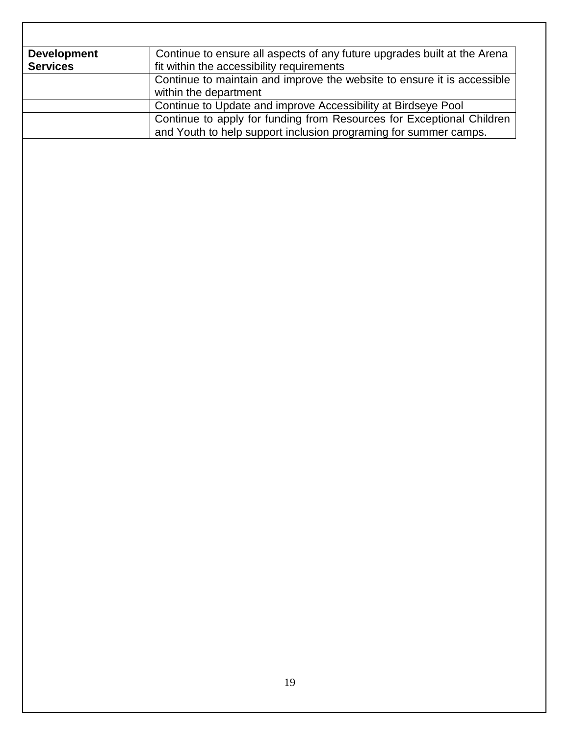| Development Services | Continue to ensure all aspects of any future upgrades built at the Arena fit within the accessibility requirements |
| --- | --- |
| | Continue to maintain and improve the website to ensure it is accessible within the department |
| | Continue to Update and improve Accessibility at Birdseye Pool |
| | Continue to apply for funding from Resources for Exceptional Children and Youth to help support inclusion programing for summer camps. |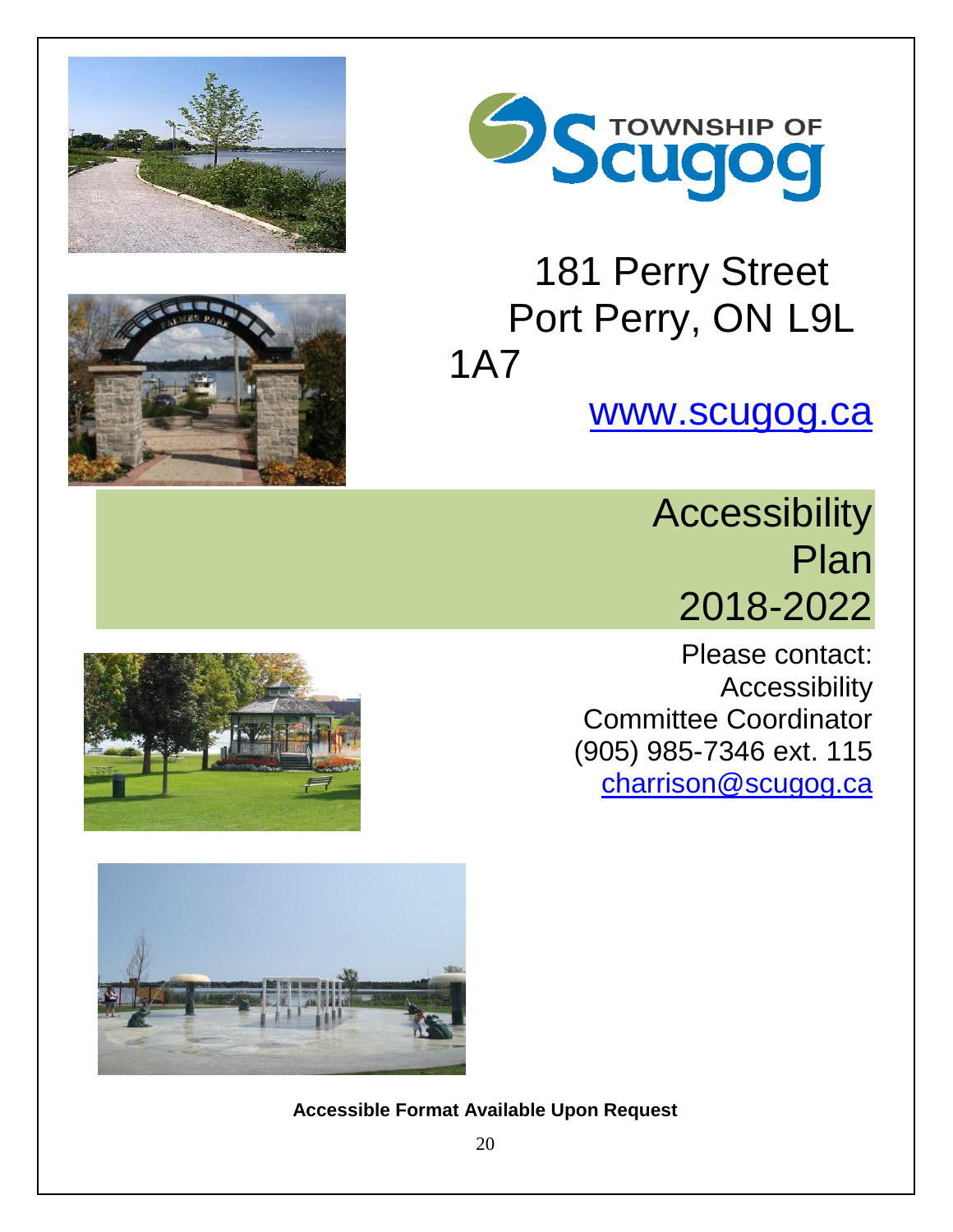TOWNSHIP OF Scugog

181 Perry Street
Port Perry, ON L9L 1A7

www.scugog.ca

# Accessibility Plan 2018-2022

Please contact:
Accessibility Committee Coordinator
(905) 985-7346 ext. 115
charrison@scugog.ca

**Accessible Format Available Upon Request**